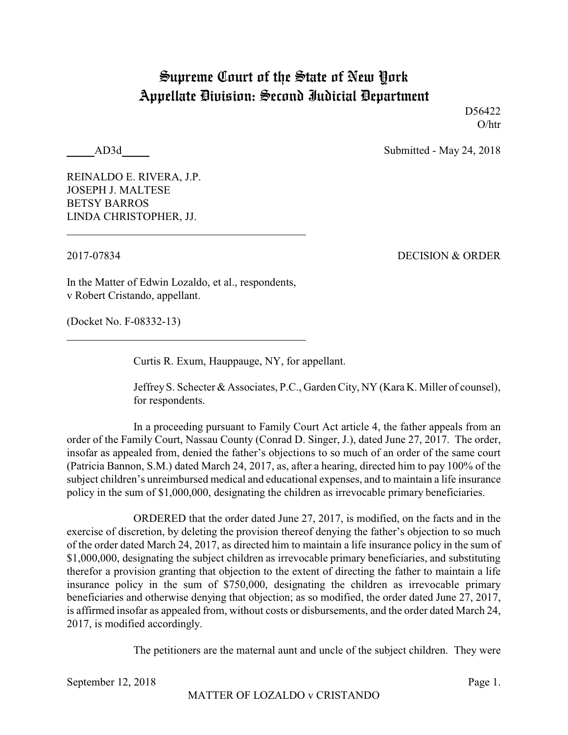# Supreme Court of the State of New York
# Appellate Division: Second Judicial Department

D56422
O/htr

_____AD3d_____ Submitted - May 24, 2018

REINALDO E. RIVERA, J.P.
JOSEPH J. MALTESE
BETSY BARROS
LINDA CHRISTOPHER, JJ.

---

2017-07834 DECISION & ORDER

In the Matter of Edwin Lozaldo, et al., respondents, v Robert Cristando, appellant.

(Docket No. F-08332-13)

---

Curtis R. Exum, Hauppauge, NY, for appellant.

Jeffrey S. Schecter & Associates, P.C., Garden City, NY (Kara K. Miller of counsel), for respondents.

In a proceeding pursuant to Family Court Act article 4, the father appeals from an order of the Family Court, Nassau County (Conrad D. Singer, J.), dated June 27, 2017. The order, insofar as appealed from, denied the father's objections to so much of an order of the same court (Patricia Bannon, S.M.) dated March 24, 2017, as, after a hearing, directed him to pay 100% of the subject children's unreimbursed medical and educational expenses, and to maintain a life insurance policy in the sum of $1,000,000, designating the children as irrevocable primary beneficiaries.

ORDERED that the order dated June 27, 2017, is modified, on the facts and in the exercise of discretion, by deleting the provision thereof denying the father's objection to so much of the order dated March 24, 2017, as directed him to maintain a life insurance policy in the sum of $1,000,000, designating the subject children as irrevocable primary beneficiaries, and substituting therefor a provision granting that objection to the extent of directing the father to maintain a life insurance policy in the sum of $750,000, designating the children as irrevocable primary beneficiaries and otherwise denying that objection; as so modified, the order dated June 27, 2017, is affirmed insofar as appealed from, without costs or disbursements, and the order dated March 24, 2017, is modified accordingly.

The petitioners are the maternal aunt and uncle of the subject children. They were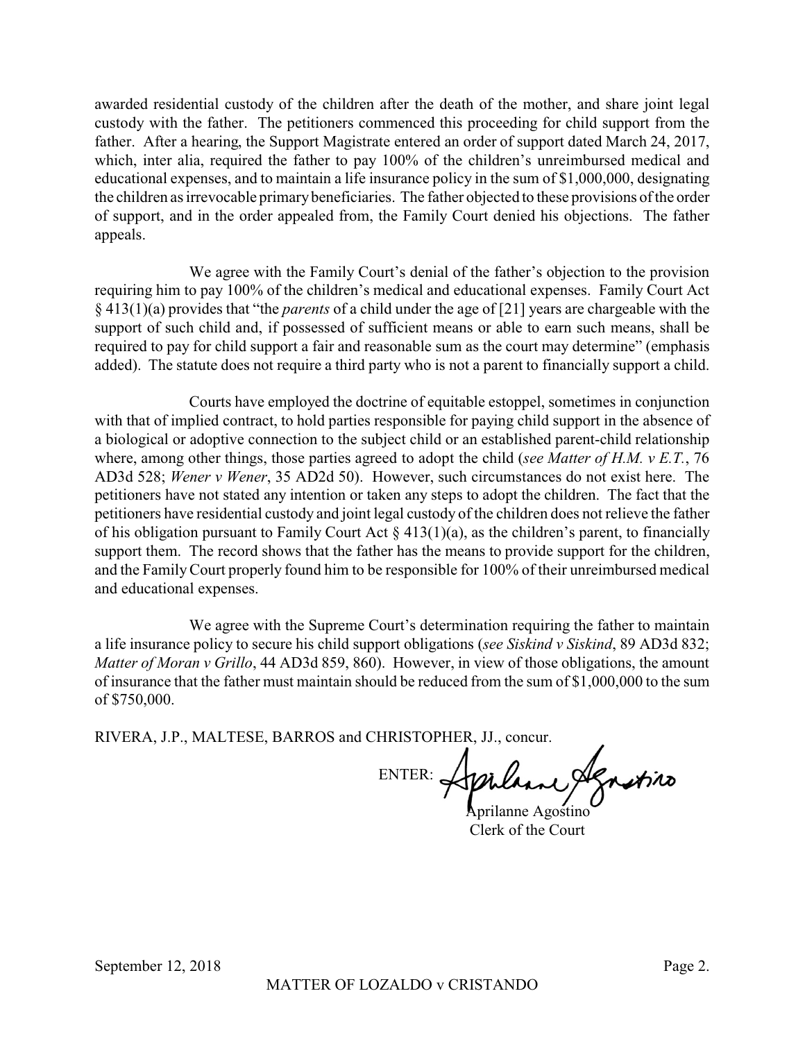awarded residential custody of the children after the death of the mother, and share joint legal custody with the father. The petitioners commenced this proceeding for child support from the father. After a hearing, the Support Magistrate entered an order of support dated March 24, 2017, which, inter alia, required the father to pay 100% of the children's unreimbursed medical and educational expenses, and to maintain a life insurance policy in the sum of $1,000,000, designating the children as irrevocable primary beneficiaries. The father objected to these provisions of the order of support, and in the order appealed from, the Family Court denied his objections. The father appeals.

We agree with the Family Court's denial of the father's objection to the provision requiring him to pay 100% of the children's medical and educational expenses. Family Court Act § 413(1)(a) provides that "the *parents* of a child under the age of [21] years are chargeable with the support of such child and, if possessed of sufficient means or able to earn such means, shall be required to pay for child support a fair and reasonable sum as the court may determine" (emphasis added). The statute does not require a third party who is not a parent to financially support a child.

Courts have employed the doctrine of equitable estoppel, sometimes in conjunction with that of implied contract, to hold parties responsible for paying child support in the absence of a biological or adoptive connection to the subject child or an established parent-child relationship where, among other things, those parties agreed to adopt the child (*see Matter of H.M. v E.T.*, 76 AD3d 528; *Wener v Wener*, 35 AD2d 50). However, such circumstances do not exist here. The petitioners have not stated any intention or taken any steps to adopt the children. The fact that the petitioners have residential custody and joint legal custody of the children does not relieve the father of his obligation pursuant to Family Court Act § 413(1)(a), as the children's parent, to financially support them. The record shows that the father has the means to provide support for the children, and the Family Court properly found him to be responsible for 100% of their unreimbursed medical and educational expenses.

We agree with the Supreme Court's determination requiring the father to maintain a life insurance policy to secure his child support obligations (*see Siskind v Siskind*, 89 AD3d 832; *Matter of Moran v Grillo*, 44 AD3d 859, 860). However, in view of those obligations, the amount of insurance that the father must maintain should be reduced from the sum of $1,000,000 to the sum of $750,000.

RIVERA, J.P., MALTESE, BARROS and CHRISTOPHER, JJ., concur.

ENTER:

Aprilanne Agostino
Clerk of the Court

September 12, 2018

MATTER OF LOZALDO v CRISTANDO